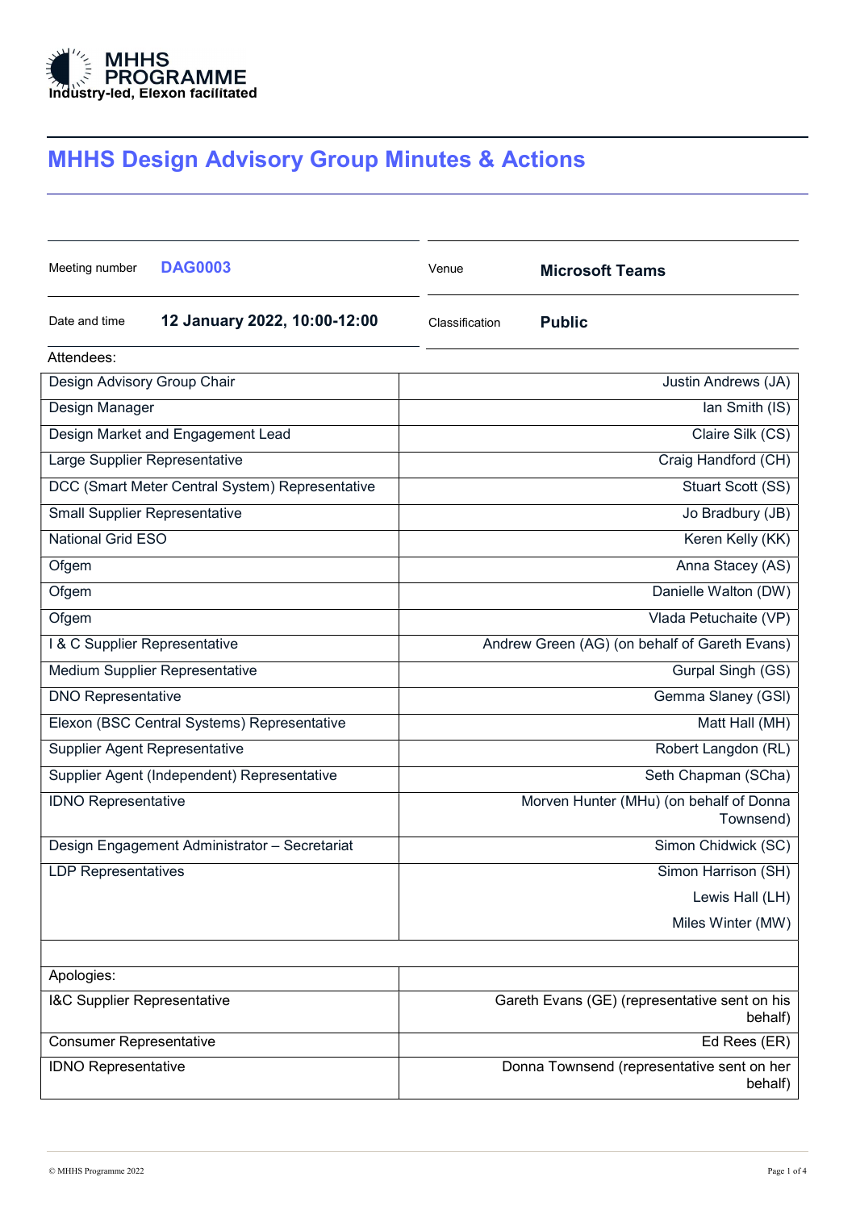MHHS PROGRAMME
Industry-led, Elexon facilitated

# MHHS Design Advisory Group Minutes & Actions

| | | | |
|---|---|---|---|
| Meeting number | **DAG0003** | Venue | **Microsoft Teams** |
| Date and time | **12 January 2022, 10:00-12:00** | Classification | **Public** |

Attendees:

| | |
|---|---|
| Design Advisory Group Chair | Justin Andrews (JA) |
| Design Manager | Ian Smith (IS) |
| Design Market and Engagement Lead | Claire Silk (CS) |
| Large Supplier Representative | Craig Handford (CH) |
| DCC (Smart Meter Central System) Representative | Stuart Scott (SS) |
| Small Supplier Representative | Jo Bradbury (JB) |
| National Grid ESO | Keren Kelly (KK) |
| Ofgem | Anna Stacey (AS) |
| Ofgem | Danielle Walton (DW) |
| Ofgem | Vlada Petuchaite (VP) |
| I & C Supplier Representative | Andrew Green (AG) (on behalf of Gareth Evans) |
| Medium Supplier Representative | Gurpal Singh (GS) |
| DNO Representative | Gemma Slaney (GSl) |
| Elexon (BSC Central Systems) Representative | Matt Hall (MH) |
| Supplier Agent Representative | Robert Langdon (RL) |
| Supplier Agent (Independent) Representative | Seth Chapman (SCha) |
| IDNO Representative | Morven Hunter (MHu) (on behalf of Donna Townsend) |
| Design Engagement Administrator – Secretariat | Simon Chidwick (SC) |
| LDP Representatives | Simon Harrison (SH)<br>Lewis Hall (LH)<br>Miles Winter (MW) |

| Apologies: | |
|---|---|
| I&C Supplier Representative | Gareth Evans (GE) (representative sent on his behalf) |
| Consumer Representative | Ed Rees (ER) |
| IDNO Representative | Donna Townsend (representative sent on her behalf) |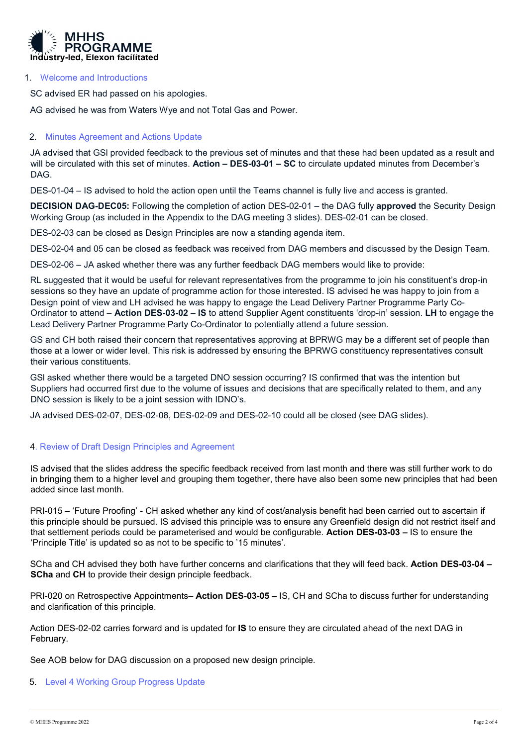## 1. Welcome and Introductions

SC advised ER had passed on his apologies.

AG advised he was from Waters Wye and not Total Gas and Power.

## 2. Minutes Agreement and Actions Update

JA advised that GSI provided feedback to the previous set of minutes and that these had been updated as a result and will be circulated with this set of minutes. **Action – DES-03-01 – SC** to circulate updated minutes from December's DAG.

DES-01-04 – IS advised to hold the action open until the Teams channel is fully live and access is granted.

**DECISION DAG-DEC05:** Following the completion of action DES-02-01 – the DAG fully **approved** the Security Design Working Group (as included in the Appendix to the DAG meeting 3 slides). DES-02-01 can be closed.

DES-02-03 can be closed as Design Principles are now a standing agenda item.

DES-02-04 and 05 can be closed as feedback was received from DAG members and discussed by the Design Team.

DES-02-06 – JA asked whether there was any further feedback DAG members would like to provide:

RL suggested that it would be useful for relevant representatives from the programme to join his constituent's drop-in sessions so they have an update of programme action for those interested. IS advised he was happy to join from a Design point of view and LH advised he was happy to engage the Lead Delivery Partner Programme Party Co-Ordinator to attend – **Action DES-03-02 – IS** to attend Supplier Agent constituents 'drop-in' session. **LH** to engage the Lead Delivery Partner Programme Party Co-Ordinator to potentially attend a future session.

GS and CH both raised their concern that representatives approving at BPRWG may be a different set of people than those at a lower or wider level. This risk is addressed by ensuring the BPRWG constituency representatives consult their various constituents.

GSI asked whether there would be a targeted DNO session occurring? IS confirmed that was the intention but Suppliers had occurred first due to the volume of issues and decisions that are specifically related to them, and any DNO session is likely to be a joint session with IDNO's.

JA advised DES-02-07, DES-02-08, DES-02-09 and DES-02-10 could all be closed (see DAG slides).

## 4. Review of Draft Design Principles and Agreement

IS advised that the slides address the specific feedback received from last month and there was still further work to do in bringing them to a higher level and grouping them together, there have also been some new principles that had been added since last month.

PRI-015 – 'Future Proofing' - CH asked whether any kind of cost/analysis benefit had been carried out to ascertain if this principle should be pursued. IS advised this principle was to ensure any Greenfield design did not restrict itself and that settlement periods could be parameterised and would be configurable. **Action DES-03-03 –** IS to ensure the 'Principle Title' is updated so as not to be specific to '15 minutes'.

SCha and CH advised they both have further concerns and clarifications that they will feed back. **Action DES-03-04 – SCha** and **CH** to provide their design principle feedback.

PRI-020 on Retrospective Appointments– **Action DES-03-05 –** IS, CH and SCha to discuss further for understanding and clarification of this principle.

Action DES-02-02 carries forward and is updated for **IS** to ensure they are circulated ahead of the next DAG in February.

See AOB below for DAG discussion on a proposed new design principle.

## 5. Level 4 Working Group Progress Update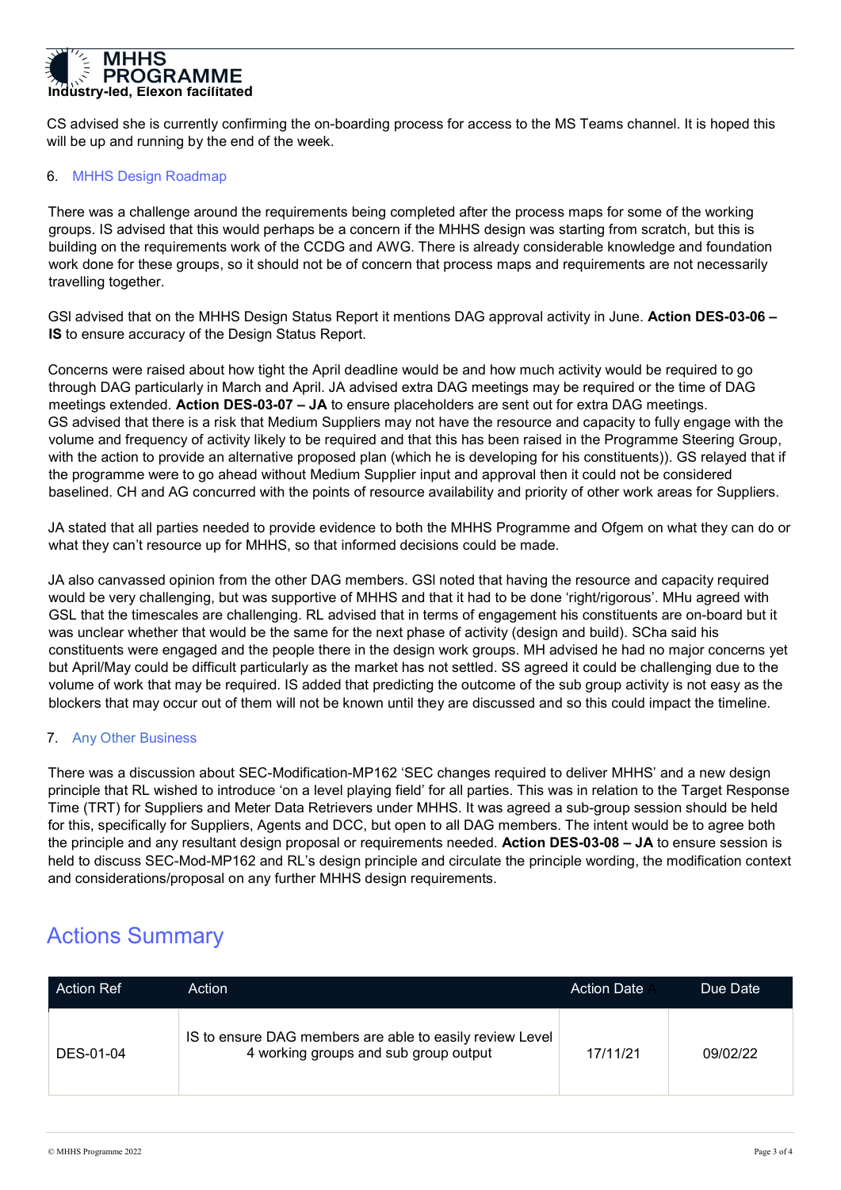CS advised she is currently confirming the on-boarding process for access to the MS Teams channel. It is hoped this will be up and running by the end of the week.

6. MHHS Design Roadmap

There was a challenge around the requirements being completed after the process maps for some of the working groups. IS advised that this would perhaps be a concern if the MHHS design was starting from scratch, but this is building on the requirements work of the CCDG and AWG. There is already considerable knowledge and foundation work done for these groups, so it should not be of concern that process maps and requirements are not necessarily travelling together.

GSl advised that on the MHHS Design Status Report it mentions DAG approval activity in June. **Action DES-03-06 – IS** to ensure accuracy of the Design Status Report.

Concerns were raised about how tight the April deadline would be and how much activity would be required to go through DAG particularly in March and April. JA advised extra DAG meetings may be required or the time of DAG meetings extended. **Action DES-03-07 – JA** to ensure placeholders are sent out for extra DAG meetings. GS advised that there is a risk that Medium Suppliers may not have the resource and capacity to fully engage with the volume and frequency of activity likely to be required and that this has been raised in the Programme Steering Group, with the action to provide an alternative proposed plan (which he is developing for his constituents)). GS relayed that if the programme were to go ahead without Medium Supplier input and approval then it could not be considered baselined. CH and AG concurred with the points of resource availability and priority of other work areas for Suppliers.

JA stated that all parties needed to provide evidence to both the MHHS Programme and Ofgem on what they can do or what they can't resource up for MHHS, so that informed decisions could be made.

JA also canvassed opinion from the other DAG members. GSl noted that having the resource and capacity required would be very challenging, but was supportive of MHHS and that it had to be done 'right/rigorous'. MHu agreed with GSL that the timescales are challenging. RL advised that in terms of engagement his constituents are on-board but it was unclear whether that would be the same for the next phase of activity (design and build). SCha said his constituents were engaged and the people there in the design work groups. MH advised he had no major concerns yet but April/May could be difficult particularly as the market has not settled. SS agreed it could be challenging due to the volume of work that may be required. IS added that predicting the outcome of the sub group activity is not easy as the blockers that may occur out of them will not be known until they are discussed and so this could impact the timeline.

7. Any Other Business

There was a discussion about SEC-Modification-MP162 'SEC changes required to deliver MHHS' and a new design principle that RL wished to introduce 'on a level playing field' for all parties. This was in relation to the Target Response Time (TRT) for Suppliers and Meter Data Retrievers under MHHS. It was agreed a sub-group session should be held for this, specifically for Suppliers, Agents and DCC, but open to all DAG members. The intent would be to agree both the principle and any resultant design proposal or requirements needed. **Action DES-03-08 – JA** to ensure session is held to discuss SEC-Mod-MP162 and RL's design principle and circulate the principle wording, the modification context and considerations/proposal on any further MHHS design requirements.

# Actions Summary

| Action Ref | Action | Action Date | Due Date |
|---|---|---|---|
| DES-01-04 | IS to ensure DAG members are able to easily review Level 4 working groups and sub group output | 17/11/21 | 09/02/22 |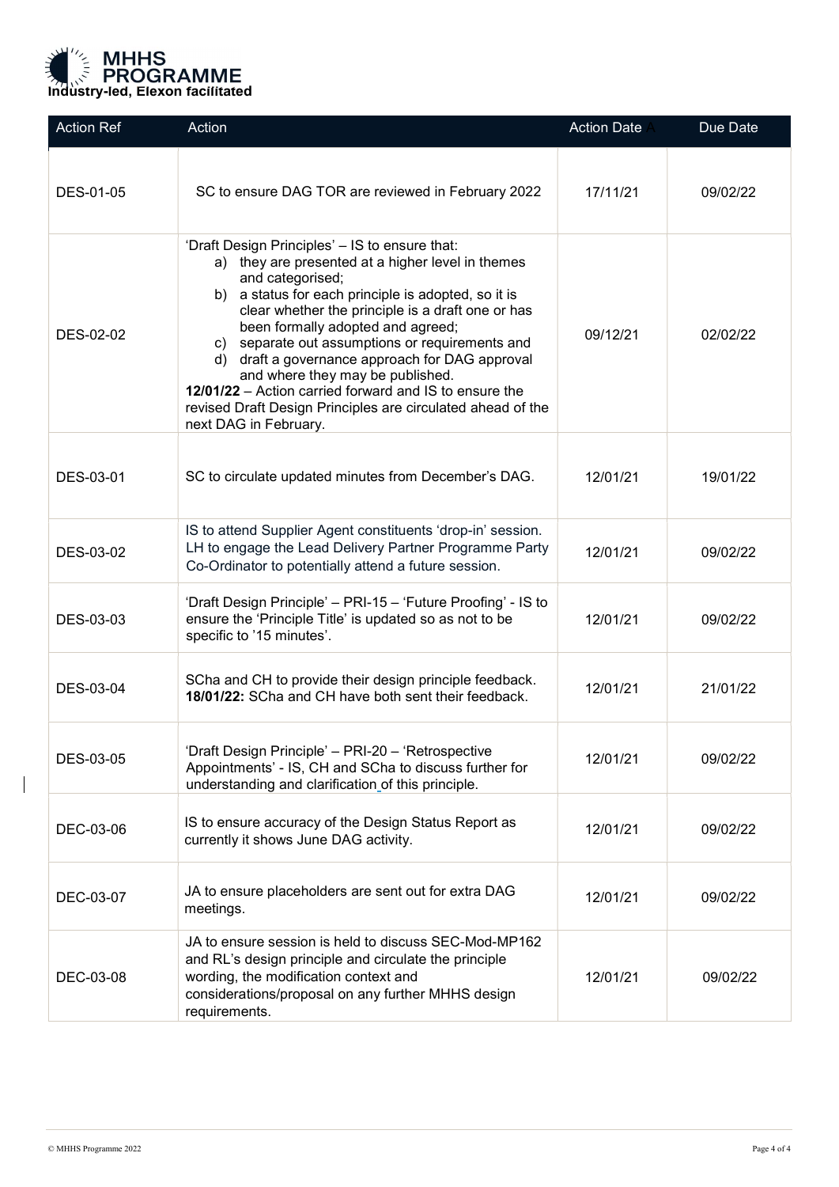| Action Ref | Action | Action Date | Due Date |
|---|---|---|---|
| DES-01-05 | SC to ensure DAG TOR are reviewed in February 2022 | 17/11/21 | 09/02/22 |
| DES-02-02 | 'Draft Design Principles' – IS to ensure that:<br>a) they are presented at a higher level in themes and categorised;<br>b) a status for each principle is adopted, so it is clear whether the principle is a draft one or has been formally adopted and agreed;<br>c) separate out assumptions or requirements and<br>d) draft a governance approach for DAG approval and where they may be published.<br>**12/01/22** – Action carried forward and IS to ensure the revised Draft Design Principles are circulated ahead of the next DAG in February. | 09/12/21 | 02/02/22 |
| DES-03-01 | SC to circulate updated minutes from December's DAG. | 12/01/21 | 19/01/22 |
| DES-03-02 | IS to attend Supplier Agent constituents 'drop-in' session. LH to engage the Lead Delivery Partner Programme Party Co-Ordinator to potentially attend a future session. | 12/01/21 | 09/02/22 |
| DES-03-03 | 'Draft Design Principle' – PRI-15 – 'Future Proofing' - IS to ensure the 'Principle Title' is updated so as not to be specific to '15 minutes'. | 12/01/21 | 09/02/22 |
| DES-03-04 | SCha and CH to provide their design principle feedback. **18/01/22:** SCha and CH have both sent their feedback. | 12/01/21 | 21/01/22 |
| DES-03-05 | 'Draft Design Principle' – PRI-20 – 'Retrospective Appointments' - IS, CH and SCha to discuss further for understanding and clarification of this principle. | 12/01/21 | 09/02/22 |
| DEC-03-06 | IS to ensure accuracy of the Design Status Report as currently it shows June DAG activity. | 12/01/21 | 09/02/22 |
| DEC-03-07 | JA to ensure placeholders are sent out for extra DAG meetings. | 12/01/21 | 09/02/22 |
| DEC-03-08 | JA to ensure session is held to discuss SEC-Mod-MP162 and RL's design principle and circulate the principle wording, the modification context and considerations/proposal on any further MHHS design requirements. | 12/01/21 | 09/02/22 |